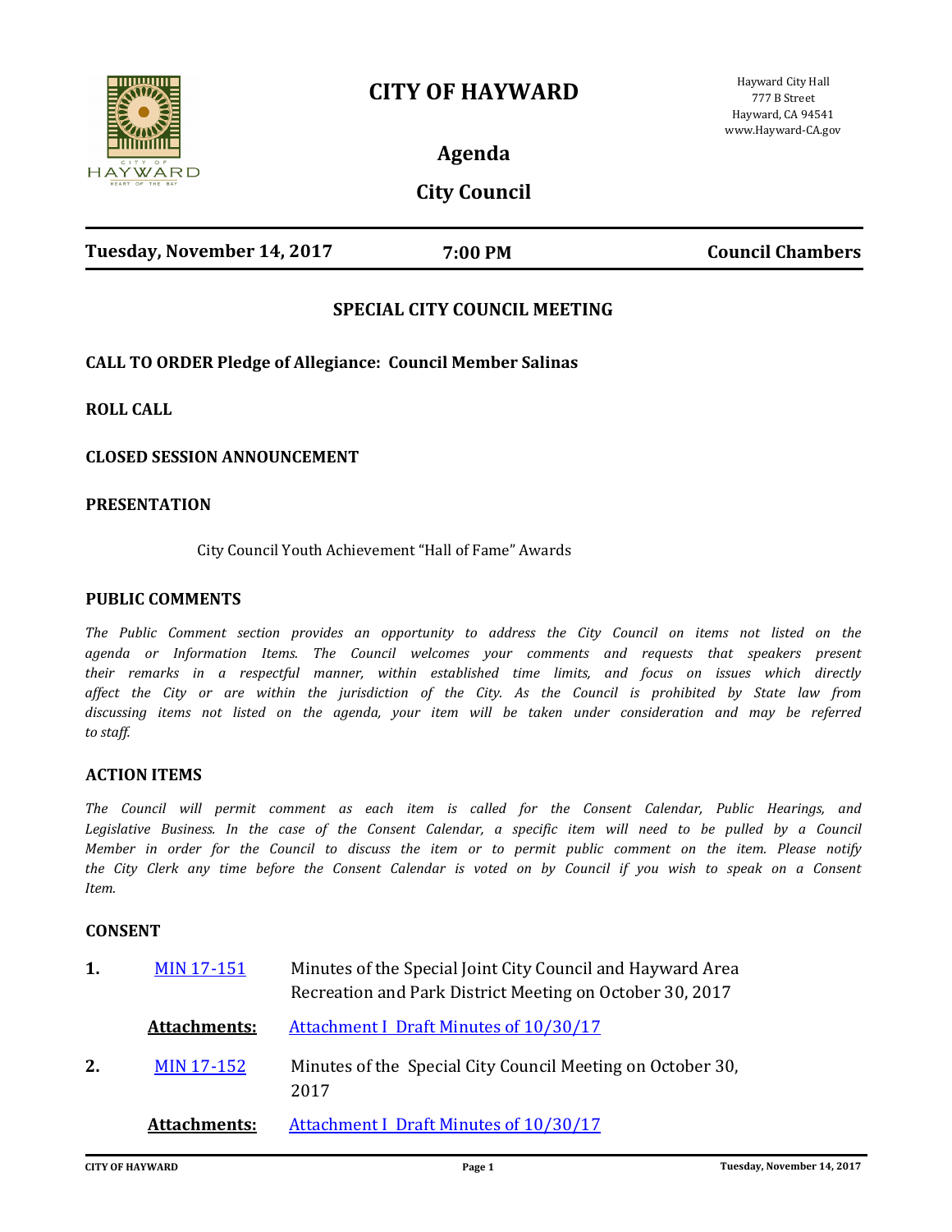# CITY OF HAYWARD

Hayward City Hall
777 B Street
Hayward, CA 94541
www.Hayward-CA.gov

## Agenda

## City Council

**Tuesday, November 14, 2017** **7:00 PM** **Council Chambers**

### SPECIAL CITY COUNCIL MEETING

**CALL TO ORDER Pledge of Allegiance: Council Member Salinas**

**ROLL CALL**

**CLOSED SESSION ANNOUNCEMENT**

**PRESENTATION**

City Council Youth Achievement "Hall of Fame" Awards

**PUBLIC COMMENTS**

*The Public Comment section provides an opportunity to address the City Council on items not listed on the agenda or Information Items. The Council welcomes your comments and requests that speakers present their remarks in a respectful manner, within established time limits, and focus on issues which directly affect the City or are within the jurisdiction of the City. As the Council is prohibited by State law from discussing items not listed on the agenda, your item will be taken under consideration and may be referred to staff.*

**ACTION ITEMS**

*The Council will permit comment as each item is called for the Consent Calendar, Public Hearings, and Legislative Business. In the case of the Consent Calendar, a specific item will need to be pulled by a Council Member in order for the Council to discuss the item or to permit public comment on the item. Please notify the City Clerk any time before the Consent Calendar is voted on by Council if you wish to speak on a Consent Item.*

**CONSENT**

**1.** MIN 17-151 Minutes of the Special Joint City Council and Hayward Area Recreation and Park District Meeting on October 30, 2017

**Attachments:** Attachment I Draft Minutes of 10/30/17

**2.** MIN 17-152 Minutes of the Special City Council Meeting on October 30, 2017

**Attachments:** Attachment I Draft Minutes of 10/30/17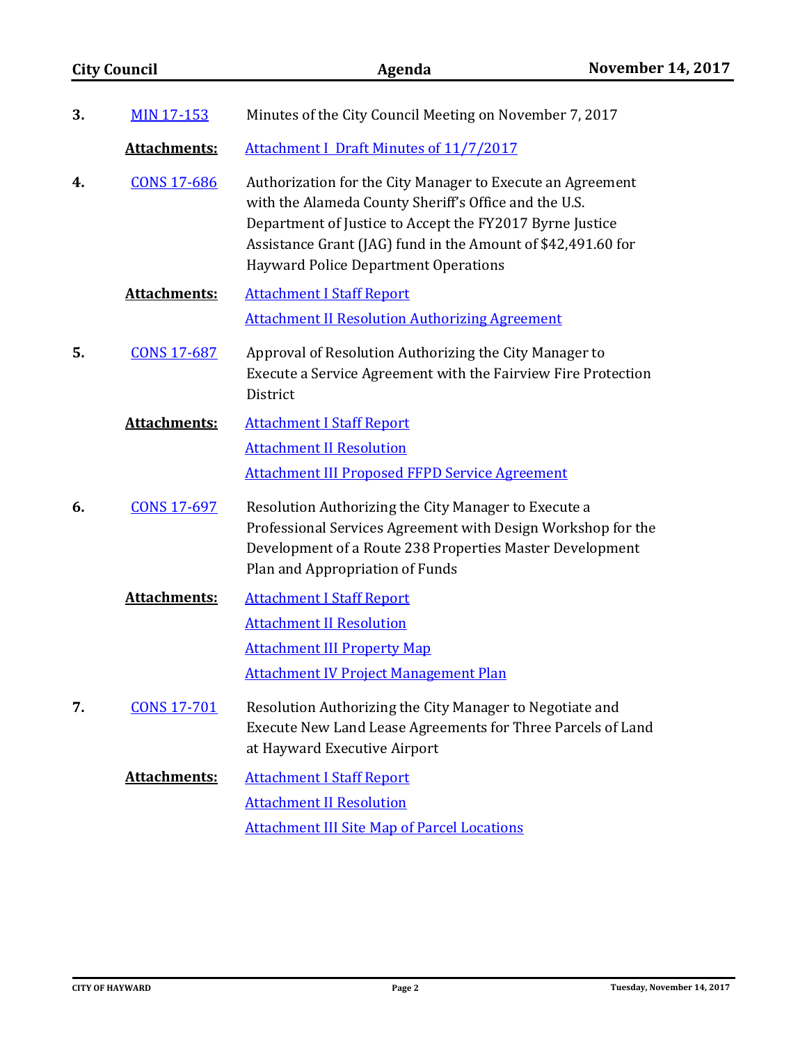**3.** MIN 17-153 Minutes of the City Council Meeting on November 7, 2017

**Attachments:** Attachment I Draft Minutes of 11/7/2017

**4.** CONS 17-686 Authorization for the City Manager to Execute an Agreement with the Alameda County Sheriff's Office and the U.S. Department of Justice to Accept the FY2017 Byrne Justice Assistance Grant (JAG) fund in the Amount of $42,491.60 for Hayward Police Department Operations

**Attachments:** Attachment I Staff Report

Attachment II Resolution Authorizing Agreement

**5.** CONS 17-687 Approval of Resolution Authorizing the City Manager to Execute a Service Agreement with the Fairview Fire Protection District

**Attachments:** Attachment I Staff Report

Attachment II Resolution

Attachment III Proposed FFPD Service Agreement

**6.** CONS 17-697 Resolution Authorizing the City Manager to Execute a Professional Services Agreement with Design Workshop for the Development of a Route 238 Properties Master Development Plan and Appropriation of Funds

**Attachments:** Attachment I Staff Report

Attachment II Resolution

Attachment III Property Map

Attachment IV Project Management Plan

**7.** CONS 17-701 Resolution Authorizing the City Manager to Negotiate and Execute New Land Lease Agreements for Three Parcels of Land at Hayward Executive Airport

**Attachments:** Attachment I Staff Report

Attachment II Resolution

Attachment III Site Map of Parcel Locations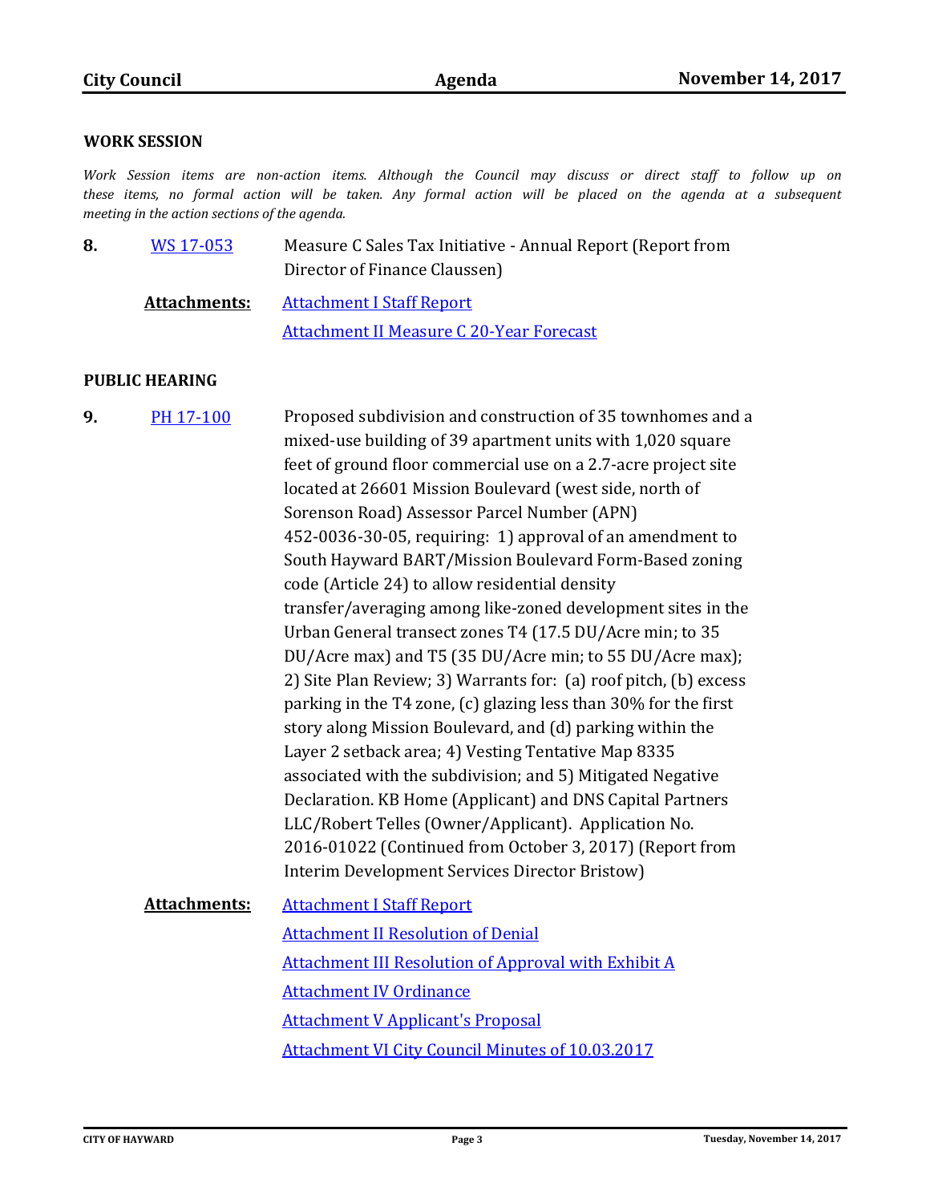## WORK SESSION

*Work Session items are non-action items. Although the Council may discuss or direct staff to follow up on these items, no formal action will be taken. Any formal action will be placed on the agenda at a subsequent meeting in the action sections of the agenda.*

**8.** WS 17-053 — Measure C Sales Tax Initiative - Annual Report (Report from Director of Finance Claussen)

**Attachments:**
- Attachment I Staff Report
- Attachment II Measure C 20-Year Forecast

## PUBLIC HEARING

**9.** PH 17-100 — Proposed subdivision and construction of 35 townhomes and a mixed-use building of 39 apartment units with 1,020 square feet of ground floor commercial use on a 2.7-acre project site located at 26601 Mission Boulevard (west side, north of Sorenson Road) Assessor Parcel Number (APN) 452-0036-30-05, requiring: 1) approval of an amendment to South Hayward BART/Mission Boulevard Form-Based zoning code (Article 24) to allow residential density transfer/averaging among like-zoned development sites in the Urban General transect zones T4 (17.5 DU/Acre min; to 35 DU/Acre max) and T5 (35 DU/Acre min; to 55 DU/Acre max); 2) Site Plan Review; 3) Warrants for: (a) roof pitch, (b) excess parking in the T4 zone, (c) glazing less than 30% for the first story along Mission Boulevard, and (d) parking within the Layer 2 setback area; 4) Vesting Tentative Map 8335 associated with the subdivision; and 5) Mitigated Negative Declaration. KB Home (Applicant) and DNS Capital Partners LLC/Robert Telles (Owner/Applicant). Application No. 2016-01022 (Continued from October 3, 2017) (Report from Interim Development Services Director Bristow)

**Attachments:**
- Attachment I Staff Report
- Attachment II Resolution of Denial
- Attachment III Resolution of Approval with Exhibit A
- Attachment IV Ordinance
- Attachment V Applicant's Proposal
- Attachment VI City Council Minutes of 10.03.2017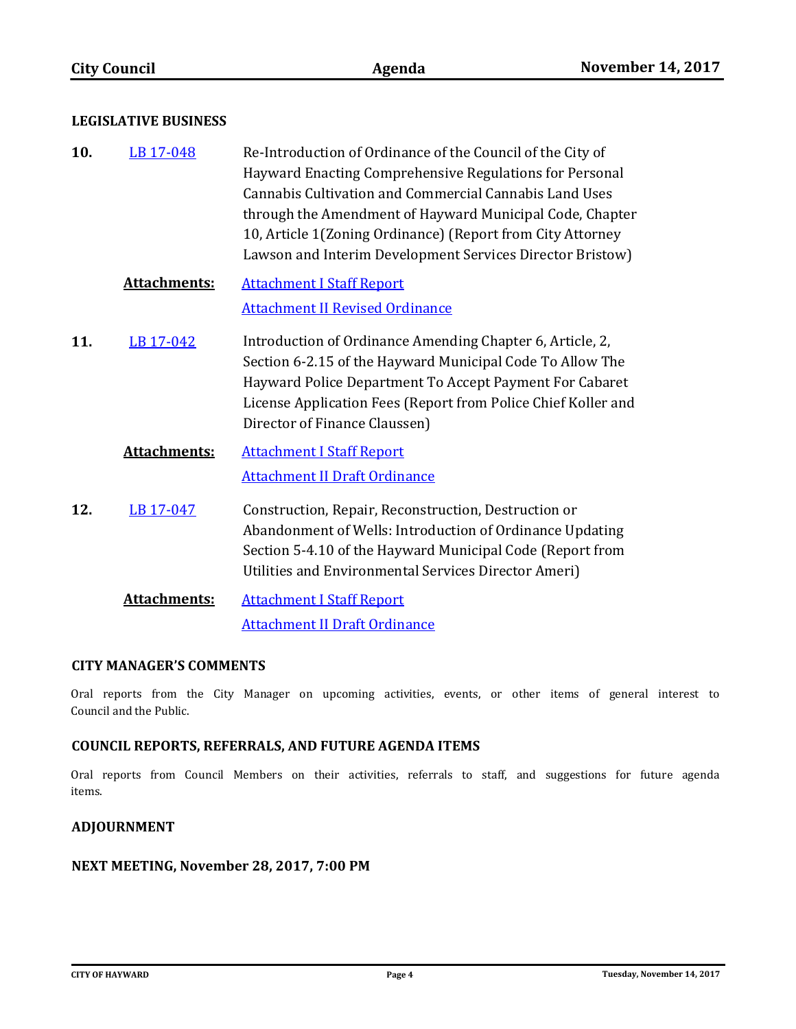## LEGISLATIVE BUSINESS

**10.** LB 17-048 — Re-Introduction of Ordinance of the Council of the City of Hayward Enacting Comprehensive Regulations for Personal Cannabis Cultivation and Commercial Cannabis Land Uses through the Amendment of Hayward Municipal Code, Chapter 10, Article 1(Zoning Ordinance) (Report from City Attorney Lawson and Interim Development Services Director Bristow)

**Attachments:**
- Attachment I Staff Report
- Attachment II Revised Ordinance

**11.** LB 17-042 — Introduction of Ordinance Amending Chapter 6, Article, 2, Section 6-2.15 of the Hayward Municipal Code To Allow The Hayward Police Department To Accept Payment For Cabaret License Application Fees (Report from Police Chief Koller and Director of Finance Claussen)

**Attachments:**
- Attachment I Staff Report
- Attachment II Draft Ordinance

**12.** LB 17-047 — Construction, Repair, Reconstruction, Destruction or Abandonment of Wells: Introduction of Ordinance Updating Section 5-4.10 of the Hayward Municipal Code (Report from Utilities and Environmental Services Director Ameri)

**Attachments:**
- Attachment I Staff Report
- Attachment II Draft Ordinance

## CITY MANAGER'S COMMENTS

Oral reports from the City Manager on upcoming activities, events, or other items of general interest to Council and the Public.

## COUNCIL REPORTS, REFERRALS, AND FUTURE AGENDA ITEMS

Oral reports from Council Members on their activities, referrals to staff, and suggestions for future agenda items.

## ADJOURNMENT

## NEXT MEETING, November 28, 2017, 7:00 PM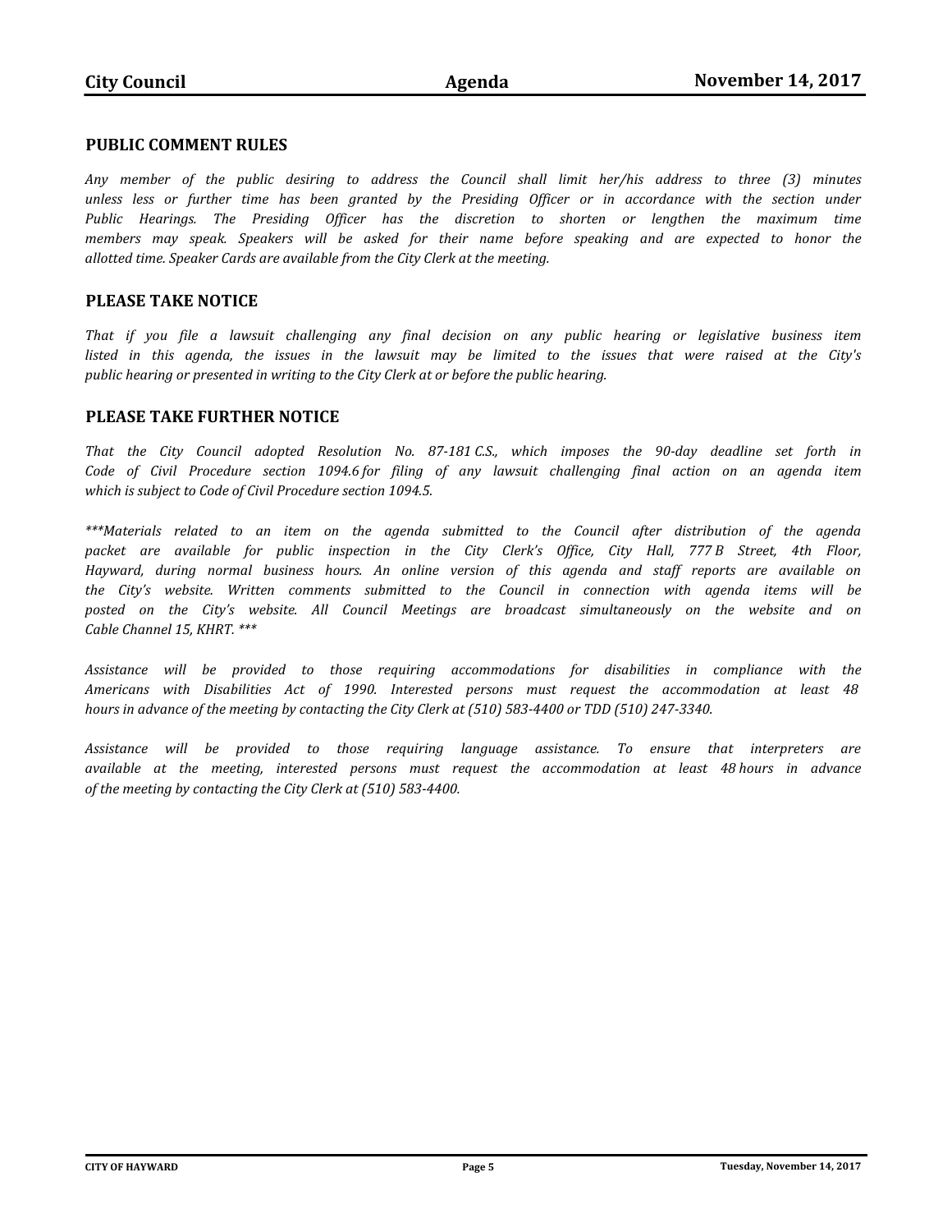## PUBLIC COMMENT RULES

*Any member of the public desiring to address the Council shall limit her/his address to three (3) minutes unless less or further time has been granted by the Presiding Officer or in accordance with the section under Public Hearings. The Presiding Officer has the discretion to shorten or lengthen the maximum time members may speak. Speakers will be asked for their name before speaking and are expected to honor the allotted time. Speaker Cards are available from the City Clerk at the meeting.*

## PLEASE TAKE NOTICE

*That if you file a lawsuit challenging any final decision on any public hearing or legislative business item listed in this agenda, the issues in the lawsuit may be limited to the issues that were raised at the City's public hearing or presented in writing to the City Clerk at or before the public hearing.*

## PLEASE TAKE FURTHER NOTICE

*That the City Council adopted Resolution No. 87-181 C.S., which imposes the 90-day deadline set forth in Code of Civil Procedure section 1094.6 for filing of any lawsuit challenging final action on an agenda item which is subject to Code of Civil Procedure section 1094.5.*

****Materials related to an item on the agenda submitted to the Council after distribution of the agenda packet are available for public inspection in the City Clerk's Office, City Hall, 777 B Street, 4th Floor, Hayward, during normal business hours. An online version of this agenda and staff reports are available on the City's website. Written comments submitted to the Council in connection with agenda items will be posted on the City's website. All Council Meetings are broadcast simultaneously on the website and on Cable Channel 15, KHRT. ****

*Assistance will be provided to those requiring accommodations for disabilities in compliance with the Americans with Disabilities Act of 1990. Interested persons must request the accommodation at least 48 hours in advance of the meeting by contacting the City Clerk at (510) 583-4400 or TDD (510) 247-3340.*

*Assistance will be provided to those requiring language assistance. To ensure that interpreters are available at the meeting, interested persons must request the accommodation at least 48 hours in advance of the meeting by contacting the City Clerk at (510) 583-4400.*